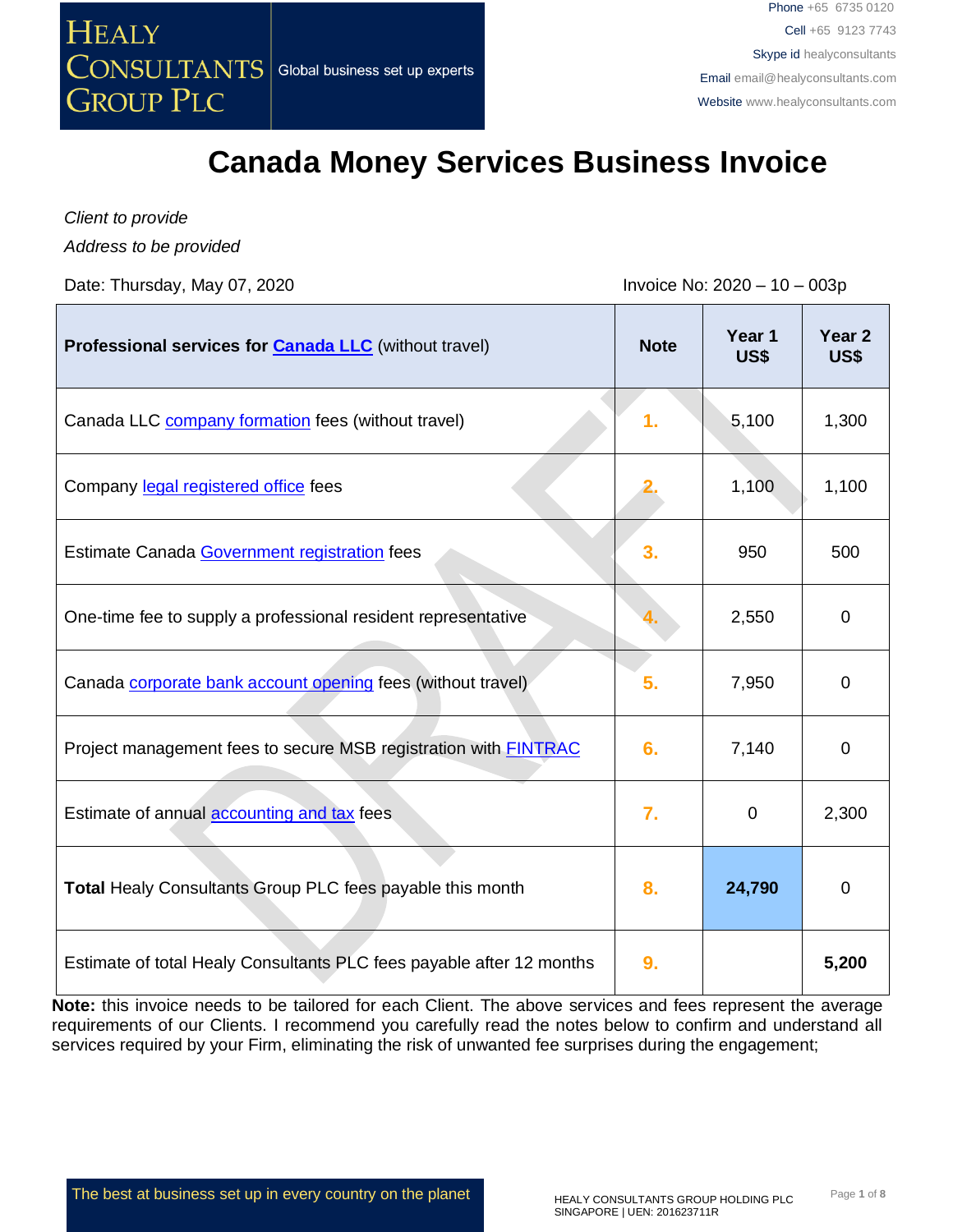# Canada Money Services Business Invoice

*Client to provide*

*Address to be provided*

Date: Thursday, May 07, 2020 Invoice No: 2020 – 10 – 003p

| **Professional services for Canada LLC** (without travel) | **Note** | **Year 1 US$** | **Year 2 US$** |
|---|---|---|---|
| Canada LLC company formation fees (without travel) | 1. | 5,100 | 1,300 |
| Company legal registered office fees | 2. | 1,100 | 1,100 |
| Estimate Canada Government registration fees | 3. | 950 | 500 |
| One-time fee to supply a professional resident representative | 4. | 2,550 | 0 |
| Canada corporate bank account opening fees (without travel) | 5. | 7,950 | 0 |
| Project management fees to secure MSB registration with FINTRAC | 6. | 7,140 | 0 |
| Estimate of annual accounting and tax fees | 7. | 0 | 2,300 |
| **Total** Healy Consultants Group PLC fees payable this month | 8. | **24,790** | 0 |
| Estimate of total Healy Consultants PLC fees payable after 12 months | 9. | | **5,200** |

**Note:** this invoice needs to be tailored for each Client. The above services and fees represent the average requirements of our Clients. I recommend you carefully read the notes below to confirm and understand all services required by your Firm, eliminating the risk of unwanted fee surprises during the engagement;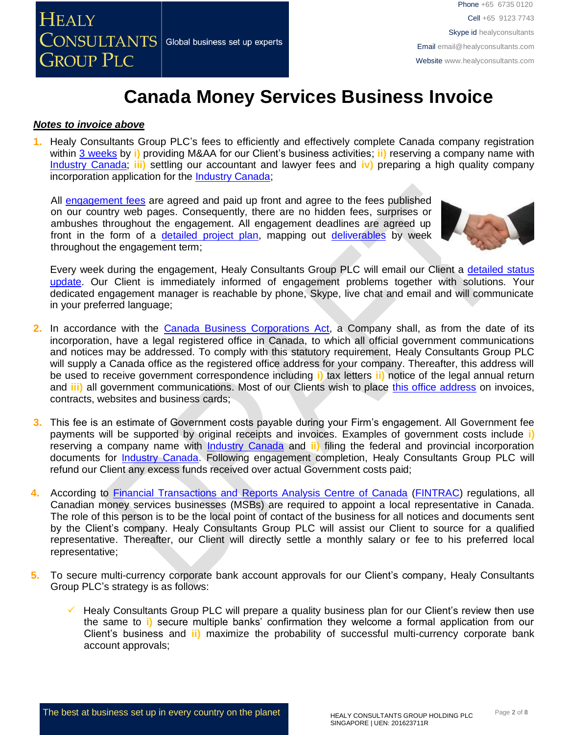# Canada Money Services Business Invoice

***Notes to invoice above***

1. Healy Consultants Group PLC's fees to efficiently and effectively complete Canada company registration within 3 weeks by **i)** providing M&AA for our Client's business activities; **ii)** reserving a company name with Industry Canada; **iii)** settling our accountant and lawyer fees and **iv)** preparing a high quality company incorporation application for the Industry Canada;

   All engagement fees are agreed and paid up front and agree to the fees published on our country web pages. Consequently, there are no hidden fees, surprises or ambushes throughout the engagement. All engagement deadlines are agreed up front in the form of a detailed project plan, mapping out deliverables by week throughout the engagement term;

   Every week during the engagement, Healy Consultants Group PLC will email our Client a detailed status update. Our Client is immediately informed of engagement problems together with solutions. Your dedicated engagement manager is reachable by phone, Skype, live chat and email and will communicate in your preferred language;

2. In accordance with the Canada Business Corporations Act, a Company shall, as from the date of its incorporation, have a legal registered office in Canada, to which all official government communications and notices may be addressed. To comply with this statutory requirement, Healy Consultants Group PLC will supply a Canada office as the registered office address for your company. Thereafter, this address will be used to receive government correspondence including **i)** tax letters **ii)** notice of the legal annual return and **iii)** all government communications. Most of our Clients wish to place this office address on invoices, contracts, websites and business cards;

3. This fee is an estimate of Government costs payable during your Firm's engagement. All Government fee payments will be supported by original receipts and invoices. Examples of government costs include **i)** reserving a company name with Industry Canada and **ii)** filing the federal and provincial incorporation documents for Industry Canada. Following engagement completion, Healy Consultants Group PLC will refund our Client any excess funds received over actual Government costs paid;

4. According to Financial Transactions and Reports Analysis Centre of Canada (FINTRAC) regulations, all Canadian money services businesses (MSBs) are required to appoint a local representative in Canada. The role of this person is to be the local point of contact of the business for all notices and documents sent by the Client's company. Healy Consultants Group PLC will assist our Client to source for a qualified representative. Thereafter, our Client will directly settle a monthly salary or fee to his preferred local representative;

5. To secure multi-currency corporate bank account approvals for our Client's company, Healy Consultants Group PLC's strategy is as follows:

   - ✓ Healy Consultants Group PLC will prepare a quality business plan for our Client's review then use the same to **i)** secure multiple banks' confirmation they welcome a formal application from our Client's business and **ii)** maximize the probability of successful multi-currency corporate bank account approvals;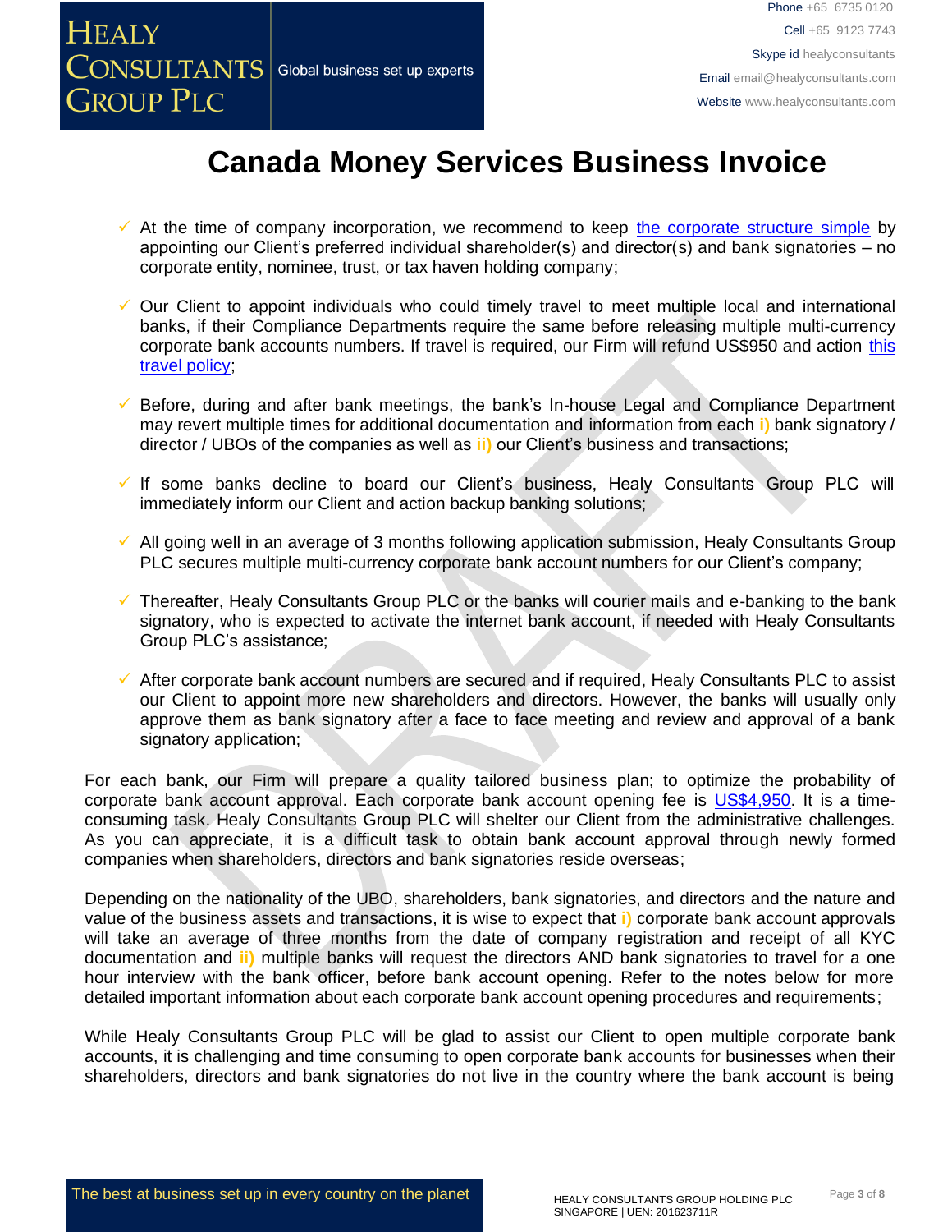# Canada Money Services Business Invoice

- At the time of company incorporation, we recommend to keep the corporate structure simple by appointing our Client's preferred individual shareholder(s) and director(s) and bank signatories – no corporate entity, nominee, trust, or tax haven holding company;

- Our Client to appoint individuals who could timely travel to meet multiple local and international banks, if their Compliance Departments require the same before releasing multiple multi-currency corporate bank accounts numbers. If travel is required, our Firm will refund US$950 and action this travel policy;

- Before, during and after bank meetings, the bank's In-house Legal and Compliance Department may revert multiple times for additional documentation and information from each **i)** bank signatory / director / UBOs of the companies as well as **ii)** our Client's business and transactions;

- If some banks decline to board our Client's business, Healy Consultants Group PLC will immediately inform our Client and action backup banking solutions;

- All going well in an average of 3 months following application submission, Healy Consultants Group PLC secures multiple multi-currency corporate bank account numbers for our Client's company;

- Thereafter, Healy Consultants Group PLC or the banks will courier mails and e-banking to the bank signatory, who is expected to activate the internet bank account, if needed with Healy Consultants Group PLC's assistance;

- After corporate bank account numbers are secured and if required, Healy Consultants PLC to assist our Client to appoint more new shareholders and directors. However, the banks will usually only approve them as bank signatory after a face to face meeting and review and approval of a bank signatory application;

For each bank, our Firm will prepare a quality tailored business plan; to optimize the probability of corporate bank account approval. Each corporate bank account opening fee is US$4,950. It is a time-consuming task. Healy Consultants Group PLC will shelter our Client from the administrative challenges. As you can appreciate, it is a difficult task to obtain bank account approval through newly formed companies when shareholders, directors and bank signatories reside overseas;

Depending on the nationality of the UBO, shareholders, bank signatories, and directors and the nature and value of the business assets and transactions, it is wise to expect that **i)** corporate bank account approvals will take an average of three months from the date of company registration and receipt of all KYC documentation and **ii)** multiple banks will request the directors AND bank signatories to travel for a one hour interview with the bank officer, before bank account opening. Refer to the notes below for more detailed important information about each corporate bank account opening procedures and requirements;

While Healy Consultants Group PLC will be glad to assist our Client to open multiple corporate bank accounts, it is challenging and time consuming to open corporate bank accounts for businesses when their shareholders, directors and bank signatories do not live in the country where the bank account is being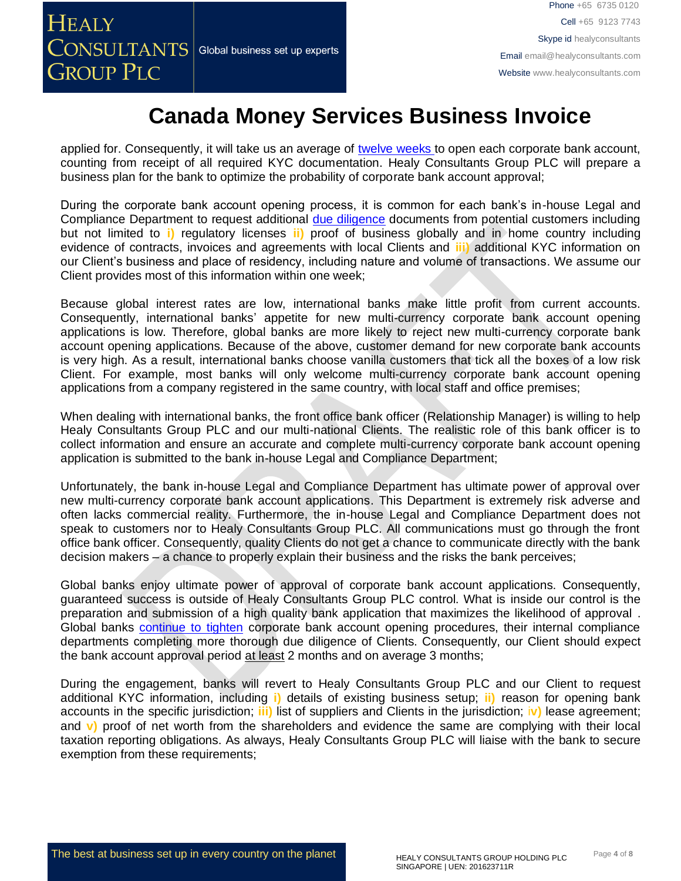applied for. Consequently, it will take us an average of twelve weeks to open each corporate bank account, counting from receipt of all required KYC documentation. Healy Consultants Group PLC will prepare a business plan for the bank to optimize the probability of corporate bank account approval;

During the corporate bank account opening process, it is common for each bank's in-house Legal and Compliance Department to request additional due diligence documents from potential customers including but not limited to i) regulatory licenses ii) proof of business globally and in home country including evidence of contracts, invoices and agreements with local Clients and iii) additional KYC information on our Client's business and place of residency, including nature and volume of transactions. We assume our Client provides most of this information within one week;

Because global interest rates are low, international banks make little profit from current accounts. Consequently, international banks' appetite for new multi-currency corporate bank account opening applications is low. Therefore, global banks are more likely to reject new multi-currency corporate bank account opening applications. Because of the above, customer demand for new corporate bank accounts is very high. As a result, international banks choose vanilla customers that tick all the boxes of a low risk Client. For example, most banks will only welcome multi-currency corporate bank account opening applications from a company registered in the same country, with local staff and office premises;

When dealing with international banks, the front office bank officer (Relationship Manager) is willing to help Healy Consultants Group PLC and our multi-national Clients. The realistic role of this bank officer is to collect information and ensure an accurate and complete multi-currency corporate bank account opening application is submitted to the bank in-house Legal and Compliance Department;

Unfortunately, the bank in-house Legal and Compliance Department has ultimate power of approval over new multi-currency corporate bank account applications. This Department is extremely risk adverse and often lacks commercial reality. Furthermore, the in-house Legal and Compliance Department does not speak to customers nor to Healy Consultants Group PLC. All communications must go through the front office bank officer. Consequently, quality Clients do not get a chance to communicate directly with the bank decision makers – a chance to properly explain their business and the risks the bank perceives;

Global banks enjoy ultimate power of approval of corporate bank account applications. Consequently, guaranteed success is outside of Healy Consultants Group PLC control. What is inside our control is the preparation and submission of a high quality bank application that maximizes the likelihood of approval . Global banks continue to tighten corporate bank account opening procedures, their internal compliance departments completing more thorough due diligence of Clients. Consequently, our Client should expect the bank account approval period at least 2 months and on average 3 months;

During the engagement, banks will revert to Healy Consultants Group PLC and our Client to request additional KYC information, including i) details of existing business setup; ii) reason for opening bank accounts in the specific jurisdiction; iii) list of suppliers and Clients in the jurisdiction; iv) lease agreement; and v) proof of net worth from the shareholders and evidence the same are complying with their local taxation reporting obligations. As always, Healy Consultants Group PLC will liaise with the bank to secure exemption from these requirements;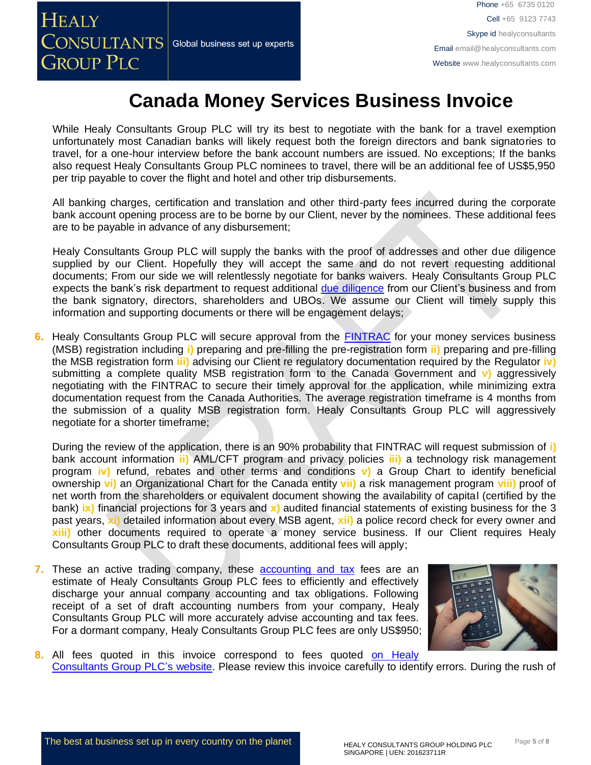# Canada Money Services Business Invoice

While Healy Consultants Group PLC will try its best to negotiate with the bank for a travel exemption unfortunately most Canadian banks will likely request both the foreign directors and bank signatories to travel, for a one-hour interview before the bank account numbers are issued. No exceptions; If the banks also request Healy Consultants Group PLC nominees to travel, there will be an additional fee of US$5,950 per trip payable to cover the flight and hotel and other trip disbursements.

All banking charges, certification and translation and other third-party fees incurred during the corporate bank account opening process are to be borne by our Client, never by the nominees. These additional fees are to be payable in advance of any disbursement;

Healy Consultants Group PLC will supply the banks with the proof of addresses and other due diligence supplied by our Client. Hopefully they will accept the same and do not revert requesting additional documents; From our side we will relentlessly negotiate for banks waivers. Healy Consultants Group PLC expects the bank's risk department to request additional due diligence from our Client's business and from the bank signatory, directors, shareholders and UBOs. We assume our Client will timely supply this information and supporting documents or there will be engagement delays;

6. Healy Consultants Group PLC will secure approval from the FINTRAC for your money services business (MSB) registration including **i)** preparing and pre-filling the pre-registration form **ii)** preparing and pre-filling the MSB registration form **iii)** advising our Client re regulatory documentation required by the Regulator **iv)** submitting a complete quality MSB registration form to the Canada Government and **v)** aggressively negotiating with the FINTRAC to secure their timely approval for the application, while minimizing extra documentation request from the Canada Authorities. The average registration timeframe is 4 months from the submission of a quality MSB registration form. Healy Consultants Group PLC will aggressively negotiate for a shorter timeframe;

   During the review of the application, there is an 90% probability that FINTRAC will request submission of **i)** bank account information **ii)** AML/CFT program and privacy policies **iii)** a technology risk management program **iv)** refund, rebates and other terms and conditions **v)** a Group Chart to identify beneficial ownership **vi)** an Organizational Chart for the Canada entity **vii)** a risk management program **viii)** proof of net worth from the shareholders or equivalent document showing the availability of capital (certified by the bank) **ix)** financial projections for 3 years and **x)** audited financial statements of existing business for the 3 past years, **xi)** detailed information about every MSB agent, **xii)** a police record check for every owner and **xiii)** other documents required to operate a money service business. If our Client requires Healy Consultants Group PLC to draft these documents, additional fees will apply;

7. These an active trading company, these accounting and tax fees are an estimate of Healy Consultants Group PLC fees to efficiently and effectively discharge your annual company accounting and tax obligations. Following receipt of a set of draft accounting numbers from your company, Healy Consultants Group PLC will more accurately advise accounting and tax fees. For a dormant company, Healy Consultants Group PLC fees are only US$950;

8. All fees quoted in this invoice correspond to fees quoted on Healy Consultants Group PLC's website. Please review this invoice carefully to identify errors. During the rush of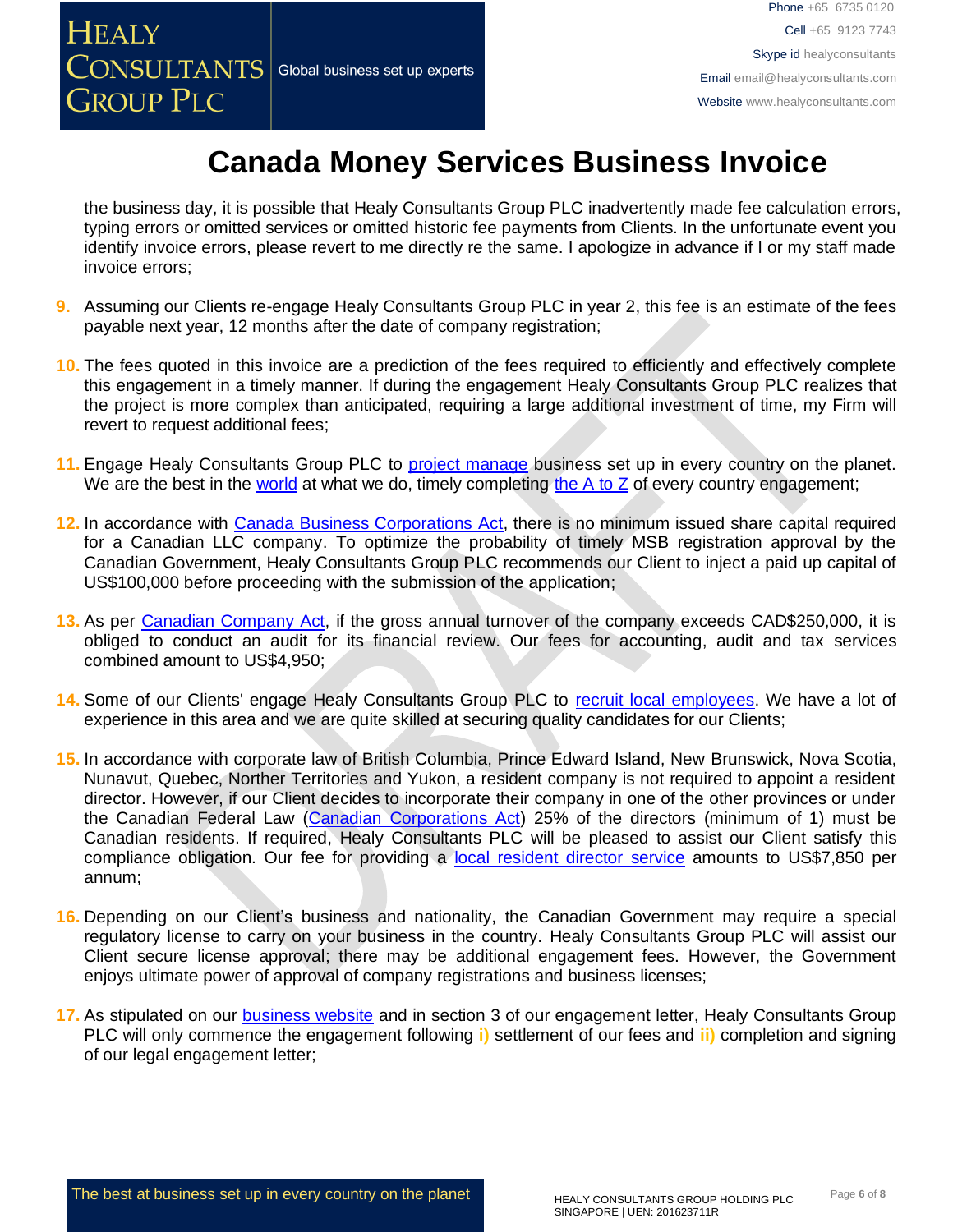# Canada Money Services Business Invoice

the business day, it is possible that Healy Consultants Group PLC inadvertently made fee calculation errors, typing errors or omitted services or omitted historic fee payments from Clients. In the unfortunate event you identify invoice errors, please revert to me directly re the same. I apologize in advance if I or my staff made invoice errors;

9. Assuming our Clients re-engage Healy Consultants Group PLC in year 2, this fee is an estimate of the fees payable next year, 12 months after the date of company registration;

10. The fees quoted in this invoice are a prediction of the fees required to efficiently and effectively complete this engagement in a timely manner. If during the engagement Healy Consultants Group PLC realizes that the project is more complex than anticipated, requiring a large additional investment of time, my Firm will revert to request additional fees;

11. Engage Healy Consultants Group PLC to project manage business set up in every country on the planet. We are the best in the world at what we do, timely completing the A to Z of every country engagement;

12. In accordance with Canada Business Corporations Act, there is no minimum issued share capital required for a Canadian LLC company. To optimize the probability of timely MSB registration approval by the Canadian Government, Healy Consultants Group PLC recommends our Client to inject a paid up capital of US$100,000 before proceeding with the submission of the application;

13. As per Canadian Company Act, if the gross annual turnover of the company exceeds CAD$250,000, it is obliged to conduct an audit for its financial review. Our fees for accounting, audit and tax services combined amount to US$4,950;

14. Some of our Clients' engage Healy Consultants Group PLC to recruit local employees. We have a lot of experience in this area and we are quite skilled at securing quality candidates for our Clients;

15. In accordance with corporate law of British Columbia, Prince Edward Island, New Brunswick, Nova Scotia, Nunavut, Quebec, Norther Territories and Yukon, a resident company is not required to appoint a resident director. However, if our Client decides to incorporate their company in one of the other provinces or under the Canadian Federal Law (Canadian Corporations Act) 25% of the directors (minimum of 1) must be Canadian residents. If required, Healy Consultants PLC will be pleased to assist our Client satisfy this compliance obligation. Our fee for providing a local resident director service amounts to US$7,850 per annum;

16. Depending on our Client's business and nationality, the Canadian Government may require a special regulatory license to carry on your business in the country. Healy Consultants Group PLC will assist our Client secure license approval; there may be additional engagement fees. However, the Government enjoys ultimate power of approval of company registrations and business licenses;

17. As stipulated on our business website and in section 3 of our engagement letter, Healy Consultants Group PLC will only commence the engagement following **i)** settlement of our fees and **ii)** completion and signing of our legal engagement letter;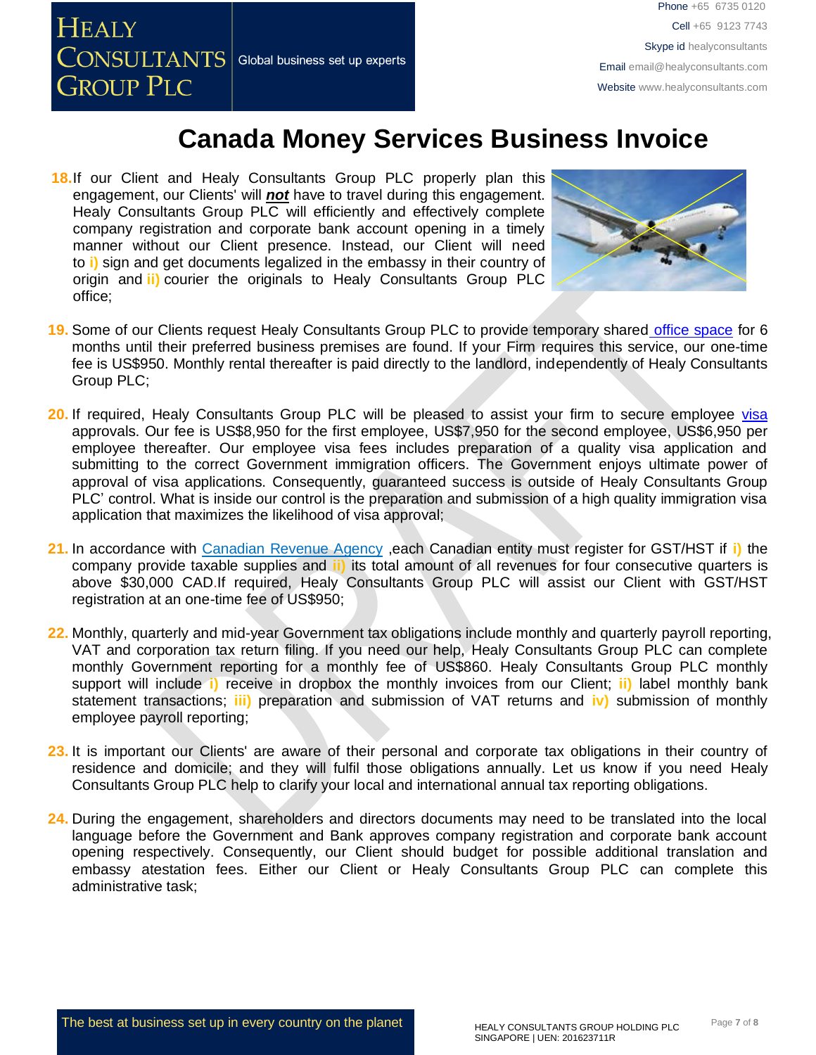// Canada Money Services Business Invoice

18. If our Client and Healy Consultants Group PLC properly plan this engagement, our Clients' will ***not*** have to travel during this engagement. Healy Consultants Group PLC will efficiently and effectively complete company registration and corporate bank account opening in a timely manner without our Client presence. Instead, our Client will need to **i)** sign and get documents legalized in the embassy in their country of origin and **ii)** courier the originals to Healy Consultants Group PLC office;

19. Some of our Clients request Healy Consultants Group PLC to provide temporary shared office space for 6 months until their preferred business premises are found. If your Firm requires this service, our one-time fee is US$950. Monthly rental thereafter is paid directly to the landlord, independently of Healy Consultants Group PLC;

20. If required, Healy Consultants Group PLC will be pleased to assist your firm to secure employee visa approvals. Our fee is US$8,950 for the first employee, US$7,950 for the second employee, US$6,950 per employee thereafter. Our employee visa fees includes preparation of a quality visa application and submitting to the correct Government immigration officers. The Government enjoys ultimate power of approval of visa applications. Consequently, guaranteed success is outside of Healy Consultants Group PLC' control. What is inside our control is the preparation and submission of a high quality immigration visa application that maximizes the likelihood of visa approval;

21. In accordance with Canadian Revenue Agency ,each Canadian entity must register for GST/HST if **i)** the company provide taxable supplies and **ii)** its total amount of all revenues for four consecutive quarters is above $30,000 CAD.If required, Healy Consultants Group PLC will assist our Client with GST/HST registration at an one-time fee of US$950;

22. Monthly, quarterly and mid-year Government tax obligations include monthly and quarterly payroll reporting, VAT and corporation tax return filing. If you need our help, Healy Consultants Group PLC can complete monthly Government reporting for a monthly fee of US$860. Healy Consultants Group PLC monthly support will include **i)** receive in dropbox the monthly invoices from our Client; **ii)** label monthly bank statement transactions; **iii)** preparation and submission of VAT returns and **iv)** submission of monthly employee payroll reporting;

23. It is important our Clients' are aware of their personal and corporate tax obligations in their country of residence and domicile; and they will fulfil those obligations annually. Let us know if you need Healy Consultants Group PLC help to clarify your local and international annual tax reporting obligations.

24. During the engagement, shareholders and directors documents may need to be translated into the local language before the Government and Bank approves company registration and corporate bank account opening respectively. Consequently, our Client should budget for possible additional translation and embassy atestation fees. Either our Client or Healy Consultants Group PLC can complete this administrative task;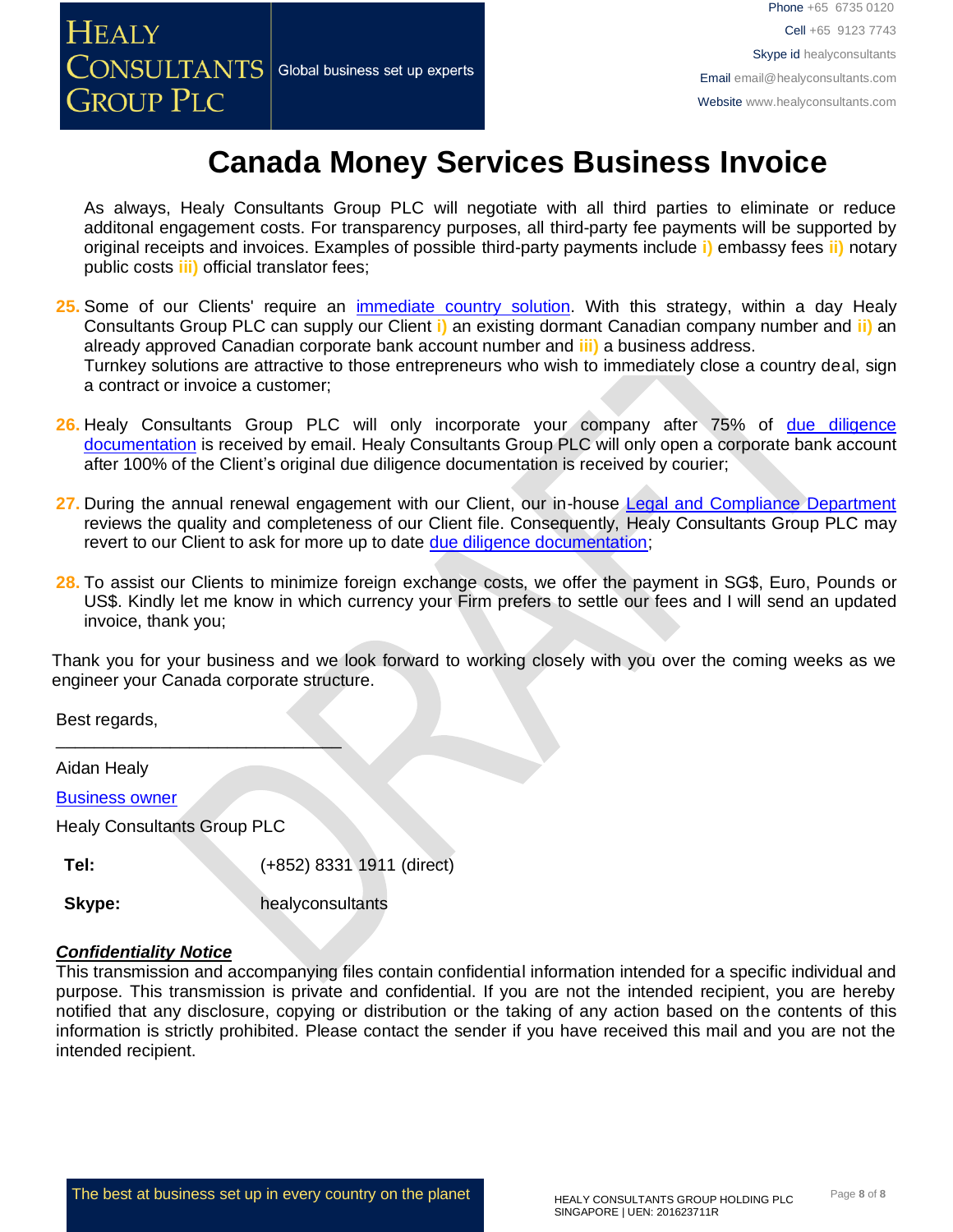# Canada Money Services Business Invoice

As always, Healy Consultants Group PLC will negotiate with all third parties to eliminate or reduce additonal engagement costs. For transparency purposes, all third-party fee payments will be supported by original receipts and invoices. Examples of possible third-party payments include **i)** embassy fees **ii)** notary public costs **iii)** official translator fees;

25. Some of our Clients' require an immediate country solution. With this strategy, within a day Healy Consultants Group PLC can supply our Client **i)** an existing dormant Canadian company number and **ii)** an already approved Canadian corporate bank account number and **iii)** a business address. Turnkey solutions are attractive to those entrepreneurs who wish to immediately close a country deal, sign a contract or invoice a customer;

26. Healy Consultants Group PLC will only incorporate your company after 75% of due diligence documentation is received by email. Healy Consultants Group PLC will only open a corporate bank account after 100% of the Client's original due diligence documentation is received by courier;

27. During the annual renewal engagement with our Client, our in-house Legal and Compliance Department reviews the quality and completeness of our Client file. Consequently, Healy Consultants Group PLC may revert to our Client to ask for more up to date due diligence documentation;

28. To assist our Clients to minimize foreign exchange costs, we offer the payment in SG$, Euro, Pounds or US$. Kindly let me know in which currency your Firm prefers to settle our fees and I will send an updated invoice, thank you;

Thank you for your business and we look forward to working closely with you over the coming weeks as we engineer your Canada corporate structure.

Best regards,

______________________________

Aidan Healy

Business owner

Healy Consultants Group PLC

**Tel:** (+852) 8331 1911 (direct)

**Skype:** healyconsultants

***Confidentiality Notice***

This transmission and accompanying files contain confidential information intended for a specific individual and purpose. This transmission is private and confidential. If you are not the intended recipient, you are hereby notified that any disclosure, copying or distribution or the taking of any action based on the contents of this information is strictly prohibited. Please contact the sender if you have received this mail and you are not the intended recipient.